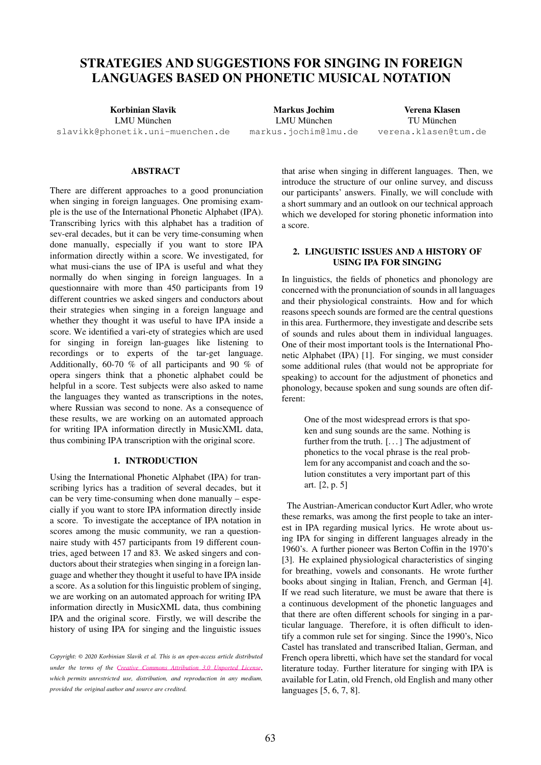# STRATEGIES AND SUGGESTIONS FOR SINGING IN FOREIGN LANGUAGES BASED ON PHONETIC MUSICAL NOTATION

**Korbinian Slavik**
LMU München
slavikk@phonetik.uni-muenchen.de

**Markus Jochim**
LMU München
markus.jochim@lmu.de

**Verena Klasen**
TU München
verena.klasen@tum.de

## ABSTRACT

There are different approaches to a good pronunciation when singing in foreign languages. One promising example is the use of the International Phonetic Alphabet (IPA). Transcribing lyrics with this alphabet has a tradition of sev-eral decades, but it can be very time-consuming when done manually, especially if you want to store IPA information directly within a score. We investigated, for what musi-cians the use of IPA is useful and what they normally do when singing in foreign languages. In a questionnaire with more than 450 participants from 19 different countries we asked singers and conductors about their strategies when singing in a foreign language and whether they thought it was useful to have IPA inside a score. We identified a vari-ety of strategies which are used for singing in foreign lan-guages like listening to recordings or to experts of the tar-get language. Additionally, 60-70 % of all participants and 90 % of opera singers think that a phonetic alphabet could be helpful in a score. Test subjects were also asked to name the languages they wanted as transcriptions in the notes, where Russian was second to none. As a consequence of these results, we are working on an automated approach for writing IPA information directly in MusicXML data, thus combining IPA transcription with the original score.

## 1. INTRODUCTION

Using the International Phonetic Alphabet (IPA) for transcribing lyrics has a tradition of several decades, but it can be very time-consuming when done manually – especially if you want to store IPA information directly inside a score. To investigate the acceptance of IPA notation in scores among the music community, we ran a questionnaire study with 457 participants from 19 different countries, aged between 17 and 83. We asked singers and conductors about their strategies when singing in a foreign language and whether they thought it useful to have IPA inside a score. As a solution for this linguistic problem of singing, we are working on an automated approach for writing IPA information directly in MusicXML data, thus combining IPA and the original score. Firstly, we will describe the history of using IPA for singing and the linguistic issues that arise when singing in different languages. Then, we introduce the structure of our online survey, and discuss our participants' answers. Finally, we will conclude with a short summary and an outlook on our technical approach which we developed for storing phonetic information into a score.

*Copyright: © 2020 Korbinian Slavik et al. This is an open-access article distributed under the terms of the Creative Commons Attribution 3.0 Unported License, which permits unrestricted use, distribution, and reproduction in any medium, provided the original author and source are credited.*

## 2. LINGUISTIC ISSUES AND A HISTORY OF USING IPA FOR SINGING

In linguistics, the fields of phonetics and phonology are concerned with the pronunciation of sounds in all languages and their physiological constraints. How and for which reasons speech sounds are formed are the central questions in this area. Furthermore, they investigate and describe sets of sounds and rules about them in individual languages. One of their most important tools is the International Phonetic Alphabet (IPA) [1]. For singing, we must consider some additional rules (that would not be appropriate for speaking) to account for the adjustment of phonetics and phonology, because spoken and sung sounds are often different:

> One of the most widespread errors is that spoken and sung sounds are the same. Nothing is further from the truth. [. . . ] The adjustment of phonetics to the vocal phrase is the real problem for any accompanist and coach and the solution constitutes a very important part of this art. [2, p. 5]

The Austrian-American conductor Kurt Adler, who wrote these remarks, was among the first people to take an interest in IPA regarding musical lyrics. He wrote about using IPA for singing in different languages already in the 1960's. A further pioneer was Berton Coffin in the 1970's [3]. He explained physiological characteristics of singing for breathing, vowels and consonants. He wrote further books about singing in Italian, French, and German [4]. If we read such literature, we must be aware that there is a continuous development of the phonetic languages and that there are often different schools for singing in a particular language. Therefore, it is often difficult to identify a common rule set for singing. Since the 1990's, Nico Castel has translated and transcribed Italian, German, and French opera libretti, which have set the standard for vocal literature today. Further literature for singing with IPA is available for Latin, old French, old English and many other languages [5, 6, 7, 8].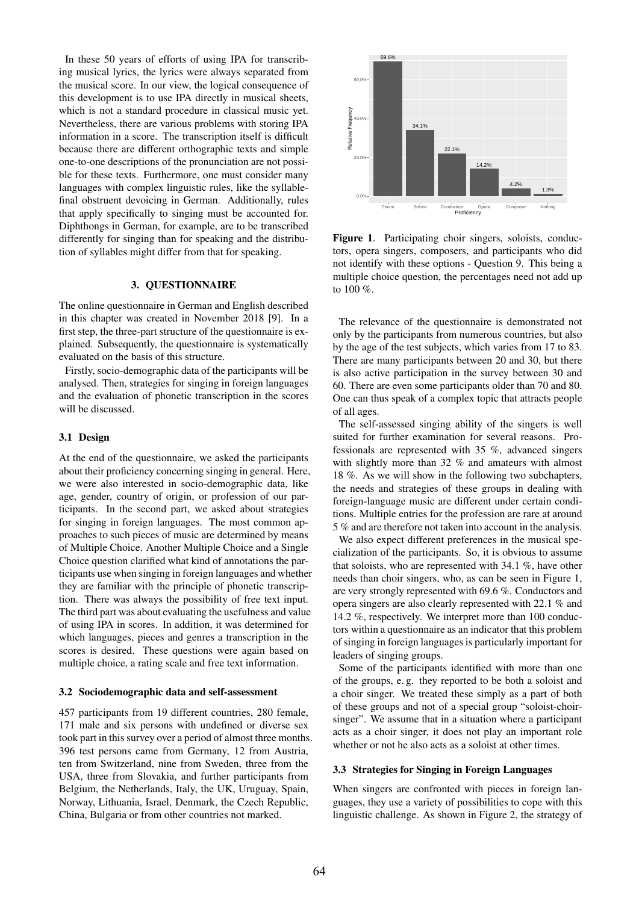In these 50 years of efforts of using IPA for transcribing musical lyrics, the lyrics were always separated from the musical score. In our view, the logical consequence of this development is to use IPA directly in musical sheets, which is not a standard procedure in classical music yet. Nevertheless, there are various problems with storing IPA information in a score. The transcription itself is difficult because there are different orthographic texts and simple one-to-one descriptions of the pronunciation are not possible for these texts. Furthermore, one must consider many languages with complex linguistic rules, like the syllable-final obstruent devoicing in German. Additionally, rules that apply specifically to singing must be accounted for. Diphthongs in German, for example, are to be transcribed differently for singing than for speaking and the distribution of syllables might differ from that for speaking.

## 3. QUESTIONNAIRE

The online questionnaire in German and English described in this chapter was created in November 2018 [9]. In a first step, the three-part structure of the questionnaire is explained. Subsequently, the questionnaire is systematically evaluated on the basis of this structure.

Firstly, socio-demographic data of the participants will be analysed. Then, strategies for singing in foreign languages and the evaluation of phonetic transcription in the scores will be discussed.

### 3.1 Design

At the end of the questionnaire, we asked the participants about their proficiency concerning singing in general. Here, we were also interested in socio-demographic data, like age, gender, country of origin, or profession of our participants. In the second part, we asked about strategies for singing in foreign languages. The most common approaches to such pieces of music are determined by means of Multiple Choice. Another Multiple Choice and a Single Choice question clarified what kind of annotations the participants use when singing in foreign languages and whether they are familiar with the principle of phonetic transcription. There was always the possibility of free text input. The third part was about evaluating the usefulness and value of using IPA in scores. In addition, it was determined for which languages, pieces and genres a transcription in the scores is desired. These questions were again based on multiple choice, a rating scale and free text information.

### 3.2 Sociodemographic data and self-assessment

457 participants from 19 different countries, 280 female, 171 male and six persons with undefined or diverse sex took part in this survey over a period of almost three months. 396 test persons came from Germany, 12 from Austria, ten from Switzerland, nine from Sweden, three from the USA, three from Slovakia, and further participants from Belgium, the Netherlands, Italy, the UK, Uruguay, Spain, Norway, Lithuania, Israel, Denmark, the Czech Republic, China, Bulgaria or from other countries not marked.

**Figure 1**. Participating choir singers, soloists, conductors, opera singers, composers, and participants who did not identify with these options - Question 9. This being a multiple choice question, the percentages need not add up to 100 %.

The relevance of the questionnaire is demonstrated not only by the participants from numerous countries, but also by the age of the test subjects, which varies from 17 to 83. There are many participants between 20 and 30, but there is also active participation in the survey between 30 and 60. There are even some participants older than 70 and 80. One can thus speak of a complex topic that attracts people of all ages.

The self-assessed singing ability of the singers is well suited for further examination for several reasons. Professionals are represented with 35 %, advanced singers with slightly more than 32 % and amateurs with almost 18 %. As we will show in the following two subchapters, the needs and strategies of these groups in dealing with foreign-language music are different under certain conditions. Multiple entries for the profession are rare at around 5 % and are therefore not taken into account in the analysis.

We also expect different preferences in the musical specialization of the participants. So, it is obvious to assume that soloists, who are represented with 34.1 %, have other needs than choir singers, who, as can be seen in Figure 1, are very strongly represented with 69.6 %. Conductors and opera singers are also clearly represented with 22.1 % and 14.2 %, respectively. We interpret more than 100 conductors within a questionnaire as an indicator that this problem of singing in foreign languages is particularly important for leaders of singing groups.

Some of the participants identified with more than one of the groups, e. g. they reported to be both a soloist and a choir singer. We treated these simply as a part of both of these groups and not of a special group "soloist-choir-singer". We assume that in a situation where a participant acts as a choir singer, it does not play an important role whether or not he also acts as a soloist at other times.

### 3.3 Strategies for Singing in Foreign Languages

When singers are confronted with pieces in foreign languages, they use a variety of possibilities to cope with this linguistic challenge. As shown in Figure 2, the strategy of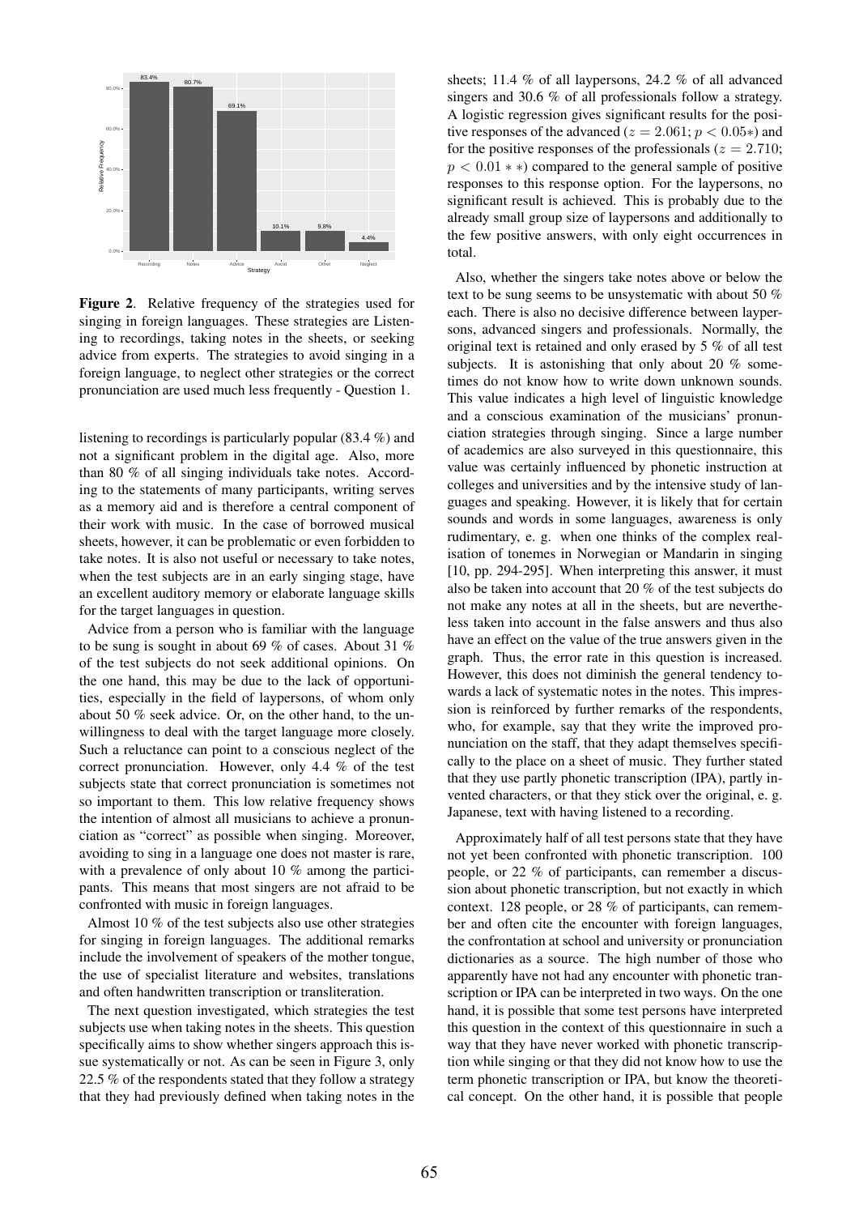**Figure 2**. Relative frequency of the strategies used for singing in foreign languages. These strategies are Listening to recordings, taking notes in the sheets, or seeking advice from experts. The strategies to avoid singing in a foreign language, to neglect other strategies or the correct pronunciation are used much less frequently - Question 1.

listening to recordings is particularly popular (83.4 %) and not a significant problem in the digital age. Also, more than 80 % of all singing individuals take notes. According to the statements of many participants, writing serves as a memory aid and is therefore a central component of their work with music. In the case of borrowed musical sheets, however, it can be problematic or even forbidden to take notes. It is also not useful or necessary to take notes, when the test subjects are in an early singing stage, have an excellent auditory memory or elaborate language skills for the target languages in question.

Advice from a person who is familiar with the language to be sung is sought in about 69 % of cases. About 31 % of the test subjects do not seek additional opinions. On the one hand, this may be due to the lack of opportunities, especially in the field of laypersons, of whom only about 50 % seek advice. Or, on the other hand, to the unwillingness to deal with the target language more closely. Such a reluctance can point to a conscious neglect of the correct pronunciation. However, only 4.4 % of the test subjects state that correct pronunciation is sometimes not so important to them. This low relative frequency shows the intention of almost all musicians to achieve a pronunciation as "correct" as possible when singing. Moreover, avoiding to sing in a language one does not master is rare, with a prevalence of only about 10 % among the participants. This means that most singers are not afraid to be confronted with music in foreign languages.

Almost 10 % of the test subjects also use other strategies for singing in foreign languages. The additional remarks include the involvement of speakers of the mother tongue, the use of specialist literature and websites, translations and often handwritten transcription or transliteration.

The next question investigated, which strategies the test subjects use when taking notes in the sheets. This question specifically aims to show whether singers approach this issue systematically or not. As can be seen in Figure 3, only 22.5 % of the respondents stated that they follow a strategy that they had previously defined when taking notes in the sheets; 11.4 % of all laypersons, 24.2 % of all advanced singers and 30.6 % of all professionals follow a strategy. A logistic regression gives significant results for the positive responses of the advanced ($z = 2.061$; $p < 0.05*$) and for the positive responses of the professionals ($z = 2.710$; $p < 0.01**$) compared to the general sample of positive responses to this response option. For the laypersons, no significant result is achieved. This is probably due to the already small group size of laypersons and additionally to the few positive answers, with only eight occurrences in total.

Also, whether the singers take notes above or below the text to be sung seems to be unsystematic with about 50 % each. There is also no decisive difference between laypersons, advanced singers and professionals. Normally, the original text is retained and only erased by 5 % of all test subjects. It is astonishing that only about 20 % sometimes do not know how to write down unknown sounds. This value indicates a high level of linguistic knowledge and a conscious examination of the musicians' pronunciation strategies through singing. Since a large number of academics are also surveyed in this questionnaire, this value was certainly influenced by phonetic instruction at colleges and universities and by the intensive study of languages and speaking. However, it is likely that for certain sounds and words in some languages, awareness is only rudimentary, e. g. when one thinks of the complex realisation of tonemes in Norwegian or Mandarin in singing [10, pp. 294-295]. When interpreting this answer, it must also be taken into account that 20 % of the test subjects do not make any notes at all in the sheets, but are nevertheless taken into account in the false answers and thus also have an effect on the value of the true answers given in the graph. Thus, the error rate in this question is increased. However, this does not diminish the general tendency towards a lack of systematic notes in the notes. This impression is reinforced by further remarks of the respondents, who, for example, say that they write the improved pronunciation on the staff, that they adapt themselves specifically to the place on a sheet of music. They further stated that they use partly phonetic transcription (IPA), partly invented characters, or that they stick over the original, e. g. Japanese, text with having listened to a recording.

Approximately half of all test persons state that they have not yet been confronted with phonetic transcription. 100 people, or 22 % of participants, can remember a discussion about phonetic transcription, but not exactly in which context. 128 people, or 28 % of participants, can remember and often cite the encounter with foreign languages, the confrontation at school and university or pronunciation dictionaries as a source. The high number of those who apparently have not had any encounter with phonetic transcription or IPA can be interpreted in two ways. On the one hand, it is possible that some test persons have interpreted this question in the context of this questionnaire in such a way that they have never worked with phonetic transcription while singing or that they did not know how to use the term phonetic transcription or IPA, but know the theoretical concept. On the other hand, it is possible that people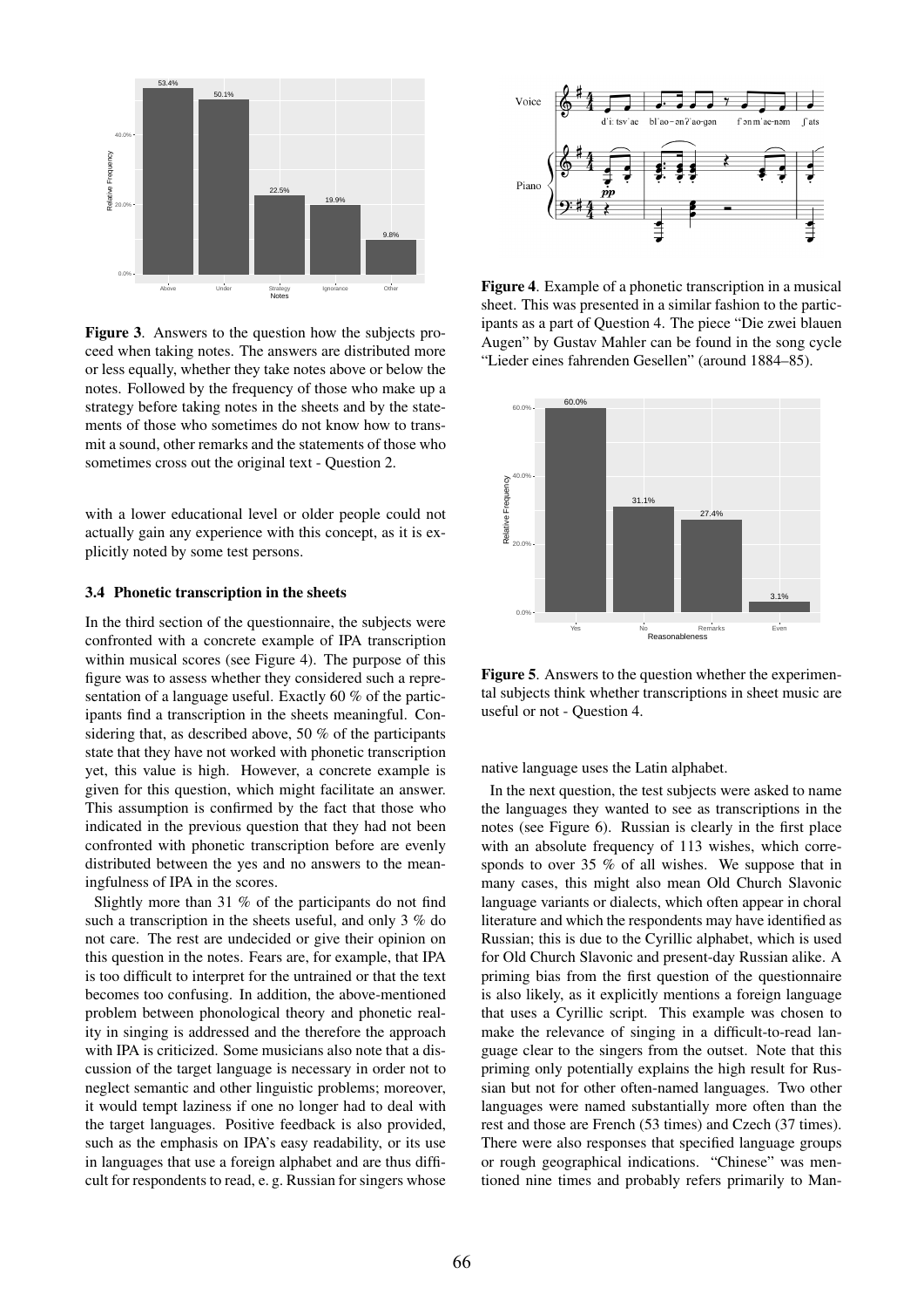**Figure 3**. Answers to the question how the subjects proceed when taking notes. The answers are distributed more or less equally, whether they take notes above or below the notes. Followed by the frequency of those who make up a strategy before taking notes in the sheets and by the statements of those who sometimes do not know how to transmit a sound, other remarks and the statements of those who sometimes cross out the original text - Question 2.

with a lower educational level or older people could not actually gain any experience with this concept, as it is explicitly noted by some test persons.

### 3.4 Phonetic transcription in the sheets

In the third section of the questionnaire, the subjects were confronted with a concrete example of IPA transcription within musical scores (see Figure 4). The purpose of this figure was to assess whether they considered such a representation of a language useful. Exactly 60 % of the participants find a transcription in the sheets meaningful. Considering that, as described above, 50 % of the participants state that they have not worked with phonetic transcription yet, this value is high. However, a concrete example is given for this question, which might facilitate an answer. This assumption is confirmed by the fact that those who indicated in the previous question that they had not been confronted with phonetic transcription before are evenly distributed between the yes and no answers to the meaningfulness of IPA in the scores.

Slightly more than 31 % of the participants do not find such a transcription in the sheets useful, and only 3 % do not care. The rest are undecided or give their opinion on this question in the notes. Fears are, for example, that IPA is too difficult to interpret for the untrained or that the text becomes too confusing. In addition, the above-mentioned problem between phonological theory and phonetic reality in singing is addressed and the therefore the approach with IPA is criticized. Some musicians also note that a discussion of the target language is necessary in order not to neglect semantic and other linguistic problems; moreover, it would tempt laziness if one no longer had to deal with the target languages. Positive feedback is also provided, such as the emphasis on IPA's easy readability, or its use in languages that use a foreign alphabet and are thus difficult for respondents to read, e. g. Russian for singers whose native language uses the Latin alphabet.

**Figure 4**. Example of a phonetic transcription in a musical sheet. This was presented in a similar fashion to the participants as a part of Question 4. The piece "Die zwei blauen Augen" by Gustav Mahler can be found in the song cycle "Lieder eines fahrenden Gesellen" (around 1884–85).

**Figure 5**. Answers to the question whether the experimental subjects think whether transcriptions in sheet music are useful or not - Question 4.

In the next question, the test subjects were asked to name the languages they wanted to see as transcriptions in the notes (see Figure 6). Russian is clearly in the first place with an absolute frequency of 113 wishes, which corresponds to over 35 % of all wishes. We suppose that in many cases, this might also mean Old Church Slavonic language variants or dialects, which often appear in choral literature and which the respondents may have identified as Russian; this is due to the Cyrillic alphabet, which is used for Old Church Slavonic and present-day Russian alike. A priming bias from the first question of the questionnaire is also likely, as it explicitly mentions a foreign language that uses a Cyrillic script. This example was chosen to make the relevance of singing in a difficult-to-read language clear to the singers from the outset. Note that this priming only potentially explains the high result for Russian but not for other often-named languages. Two other languages were named substantially more often than the rest and those are French (53 times) and Czech (37 times). There were also responses that specified language groups or rough geographical indications. "Chinese" was mentioned nine times and probably refers primarily to Man-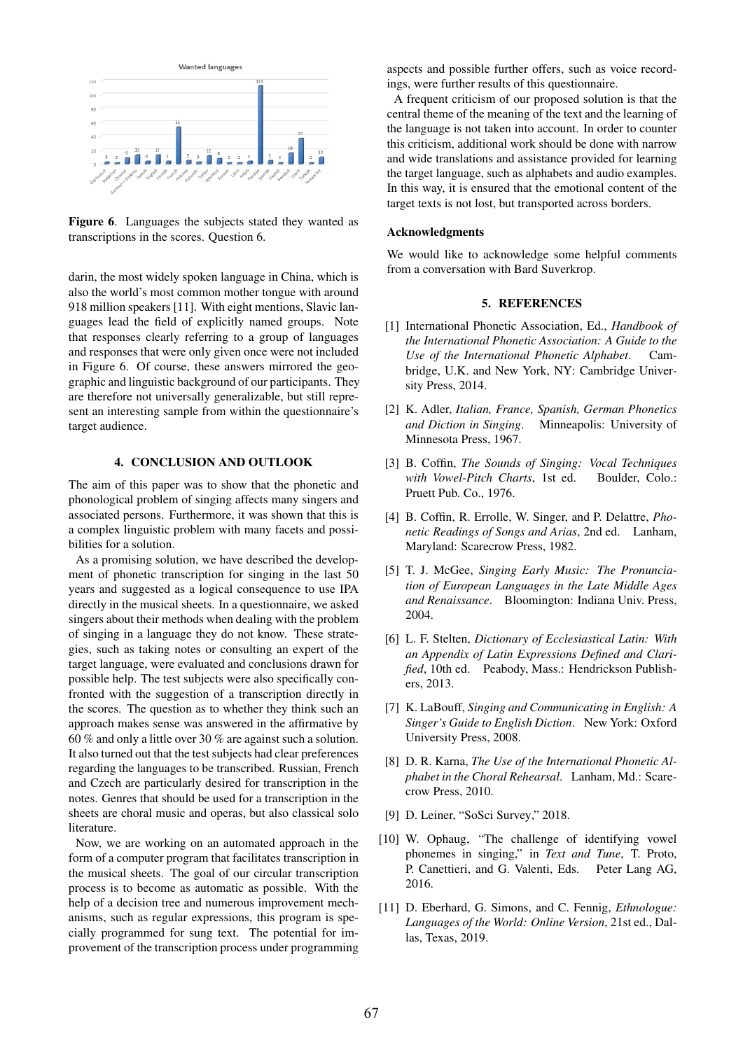Wanted languages

120
100
80
60
40
20
0

3 2 9 15 4 13 4 53 5 3 12 8 2 2 4 113 3 2 16 37 2 10

Old French, Bulgarian, Chinese, German Dialects, Danish, English, Finnish, French, Hebrew, Icelandic, Italian, Japanese, Korean, Latin, Polish, Russian, Spanish, Swahili, Swedish, Czech, Turkish, Hungarian

**Figure 6**. Languages the subjects stated they wanted as transcriptions in the scores. Question 6.

darin, the most widely spoken language in China, which is also the world's most common mother tongue with around 918 million speakers [11]. With eight mentions, Slavic languages lead the field of explicitly named groups. Note that responses clearly referring to a group of languages and responses that were only given once were not included in Figure 6. Of course, these answers mirrored the geographic and linguistic background of our participants. They are therefore not universally generalizable, but still represent an interesting sample from within the questionnaire's target audience.

## 4. CONCLUSION AND OUTLOOK

The aim of this paper was to show that the phonetic and phonological problem of singing affects many singers and associated persons. Furthermore, it was shown that this is a complex linguistic problem with many facets and possibilities for a solution.

As a promising solution, we have described the development of phonetic transcription for singing in the last 50 years and suggested as a logical consequence to use IPA directly in the musical sheets. In a questionnaire, we asked singers about their methods when dealing with the problem of singing in a language they do not know. These strategies, such as taking notes or consulting an expert of the target language, were evaluated and conclusions drawn for possible help. The test subjects were also specifically confronted with the suggestion of a transcription directly in the scores. The question as to whether they think such an approach makes sense was answered in the affirmative by 60 % and only a little over 30 % are against such a solution. It also turned out that the test subjects had clear preferences regarding the languages to be transcribed. Russian, French and Czech are particularly desired for transcription in the notes. Genres that should be used for a transcription in the sheets are choral music and operas, but also classical solo literature.

Now, we are working on an automated approach in the form of a computer program that facilitates transcription in the musical sheets. The goal of our circular transcription process is to become as automatic as possible. With the help of a decision tree and numerous improvement mechanisms, such as regular expressions, this program is specially programmed for sung text. The potential for improvement of the transcription process under programming aspects and possible further offers, such as voice recordings, were further results of this questionnaire.

A frequent criticism of our proposed solution is that the central theme of the meaning of the text and the learning of the language is not taken into account. In order to counter this criticism, additional work should be done with narrow and wide translations and assistance provided for learning the target language, such as alphabets and audio examples. In this way, it is ensured that the emotional content of the target texts is not lost, but transported across borders.

### Acknowledgments

We would like to acknowledge some helpful comments from a conversation with Bard Suverkrop.

## 5. REFERENCES

[1] International Phonetic Association, Ed., *Handbook of the International Phonetic Association: A Guide to the Use of the International Phonetic Alphabet*. Cambridge, U.K. and New York, NY: Cambridge University Press, 2014.

[2] K. Adler, *Italian, France, Spanish, German Phonetics and Diction in Singing*. Minneapolis: University of Minnesota Press, 1967.

[3] B. Coffin, *The Sounds of Singing: Vocal Techniques with Vowel-Pitch Charts*, 1st ed. Boulder, Colo.: Pruett Pub. Co., 1976.

[4] B. Coffin, R. Errolle, W. Singer, and P. Delattre, *Phonetic Readings of Songs and Arias*, 2nd ed. Lanham, Maryland: Scarecrow Press, 1982.

[5] T. J. McGee, *Singing Early Music: The Pronunciation of European Languages in the Late Middle Ages and Renaissance*. Bloomington: Indiana Univ. Press, 2004.

[6] L. F. Stelten, *Dictionary of Ecclesiastical Latin: With an Appendix of Latin Expressions Defined and Clarified*, 10th ed. Peabody, Mass.: Hendrickson Publishers, 2013.

[7] K. LaBouff, *Singing and Communicating in English: A Singer's Guide to English Diction*. New York: Oxford University Press, 2008.

[8] D. R. Karna, *The Use of the International Phonetic Alphabet in the Choral Rehearsal*. Lanham, Md.: Scarecrow Press, 2010.

[9] D. Leiner, "SoSci Survey," 2018.

[10] W. Ophaug, "The challenge of identifying vowel phonemes in singing," in *Text and Tune*, T. Proto, P. Canettieri, and G. Valenti, Eds. Peter Lang AG, 2016.

[11] D. Eberhard, G. Simons, and C. Fennig, *Ethnologue: Languages of the World: Online Version*, 21st ed., Dallas, Texas, 2019.